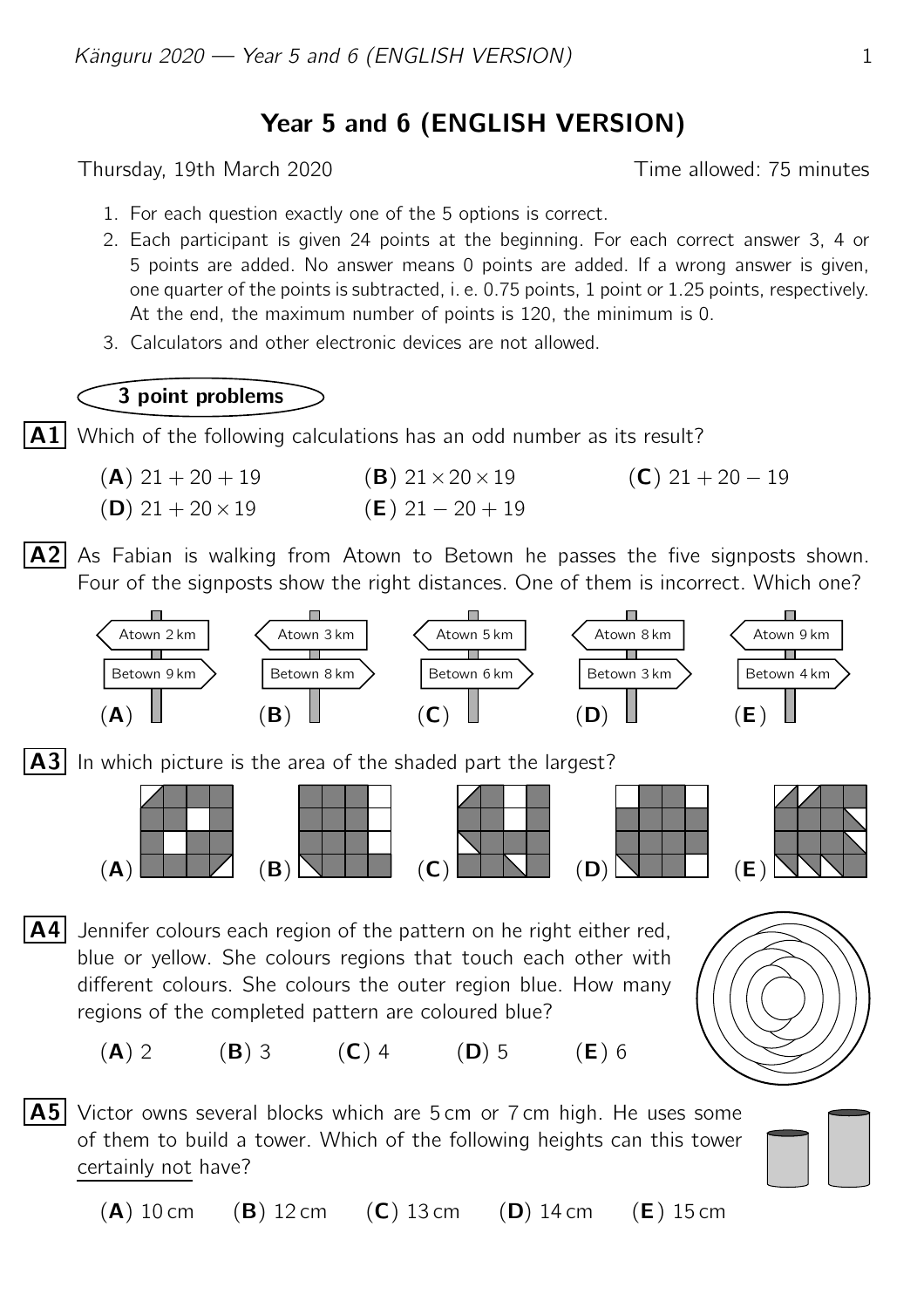# Year 5 and 6 (ENGLISH VERSION)

Thursday, 19th March 2020 — Time allowed: 75 minutes

1. For each question exactly one of the 5 options is correct.
2. Each participant is given 24 points at the beginning. For each correct answer 3, 4 or 5 points are added. No answer means 0 points are added. If a wrong answer is given, one quarter of the points is subtracted, i. e. 0.75 points, 1 point or 1.25 points, respectively. At the end, the maximum number of points is 120, the minimum is 0.
3. Calculators and other electronic devices are not allowed.

## 3 point problems

**A1** Which of the following calculations has an odd number as its result?

(**A**) $21+20+19$ (**B**) $21\times 20\times 19$ (**C**) $21+20-19$
(**D**) $21+20\times 19$ (**E**) $21-20+19$

**A2** As Fabian is walking from Atown to Betown he passes the five signposts shown. Four of the signposts show the right distances. One of them is incorrect. Which one?

(**A**) Atown 2 km, Betown 9 km (**B**) Atown 3 km, Betown 8 km (**C**) Atown 5 km, Betown 6 km (**D**) Atown 8 km, Betown 3 km (**E**) Atown 9 km, Betown 4 km

**A3** In which picture is the area of the shaded part the largest?

(**A**) (**B**) (**C**) (**D**) (**E**)

**A4** Jennifer colours each region of the pattern on he right either red, blue or yellow. She colours regions that touch each other with different colours. She colours the outer region blue. How many regions of the completed pattern are coloured blue?

(**A**) 2 (**B**) 3 (**C**) 4 (**D**) 5 (**E**) 6

**A5** Victor owns several blocks which are 5 cm or 7 cm high. He uses some of them to build a tower. Which of the following heights can this tower <u>certainly not</u> have?

(**A**) 10 cm (**B**) 12 cm (**C**) 13 cm (**D**) 14 cm (**E**) 15 cm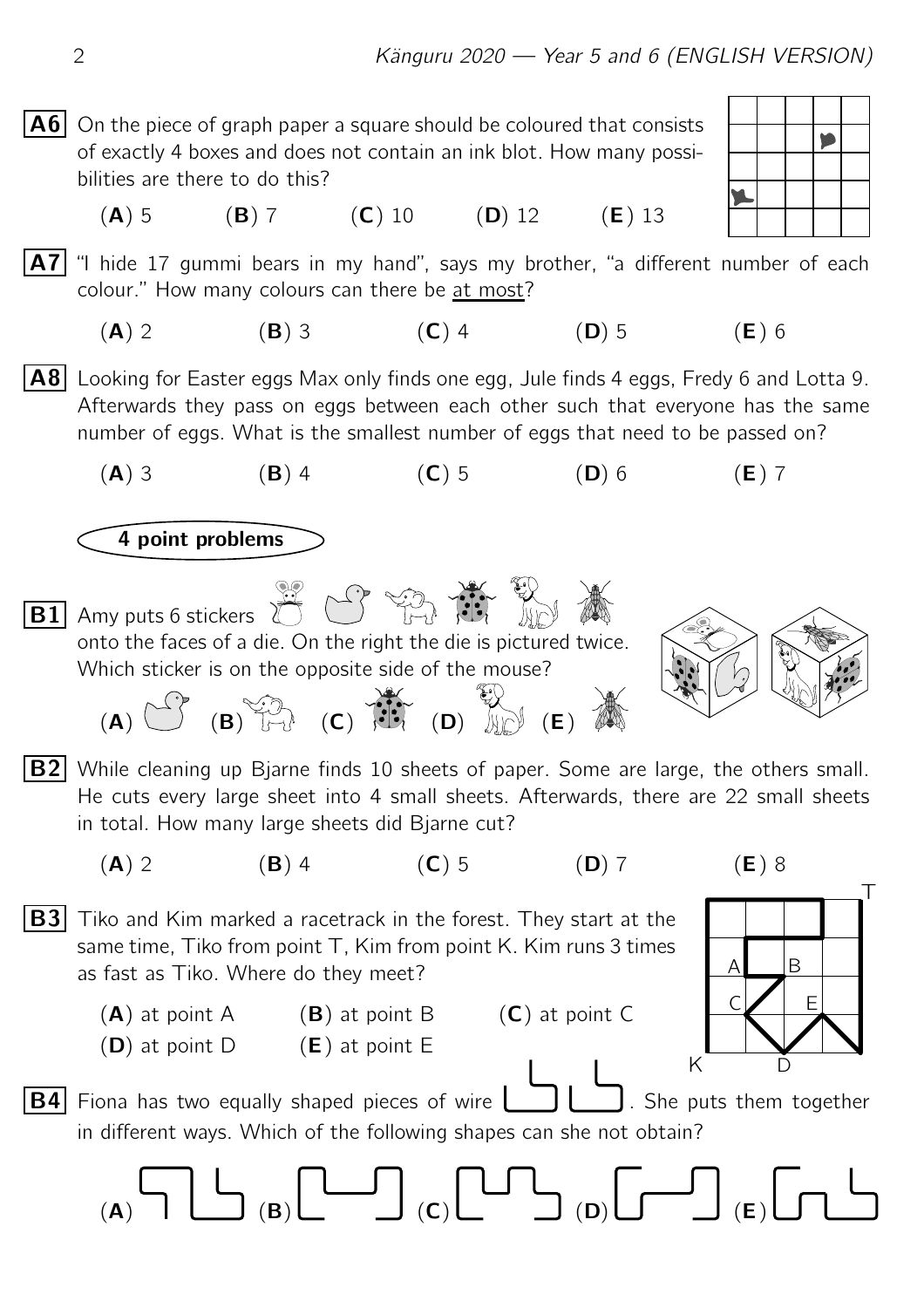**A6** On the piece of graph paper a square should be coloured that consists of exactly 4 boxes and does not contain an ink blot. How many possibilities are there to do this?

(**A**) 5 (**B**) 7 (**C**) 10 (**D**) 12 (**E**) 13

**A7** "I hide 17 gummi bears in my hand", says my brother, "a different number of each colour." How many colours can there be <u>at most</u>?

(**A**) 2 (**B**) 3 (**C**) 4 (**D**) 5 (**E**) 6

**A8** Looking for Easter eggs Max only finds one egg, Jule finds 4 eggs, Fredy 6 and Lotta 9. Afterwards they pass on eggs between each other such that everyone has the same number of eggs. What is the smallest number of eggs that need to be passed on?

(**A**) 3 (**B**) 4 (**C**) 5 (**D**) 6 (**E**) 7

## 4 point problems

**B1** Amy puts 6 stickers onto the faces of a die. On the right the die is pictured twice. Which sticker is on the opposite side of the mouse?

(**A**) (**B**) (**C**) (**D**) (**E**)

**B2** While cleaning up Bjarne finds 10 sheets of paper. Some are large, the others small. He cuts every large sheet into 4 small sheets. Afterwards, there are 22 small sheets in total. How many large sheets did Bjarne cut?

(**A**) 2 (**B**) 4 (**C**) 5 (**D**) 7 (**E**) 8

**B3** Tiko and Kim marked a racetrack in the forest. They start at the same time, Tiko from point T, Kim from point K. Kim runs 3 times as fast as Tiko. Where do they meet?

(**A**) at point A (**B**) at point B (**C**) at point C
(**D**) at point D (**E**) at point E

**B4** Fiona has two equally shaped pieces of wire. She puts them together in different ways. Which of the following shapes can she not obtain?

(**A**) (**B**) (**C**) (**D**) (**E**)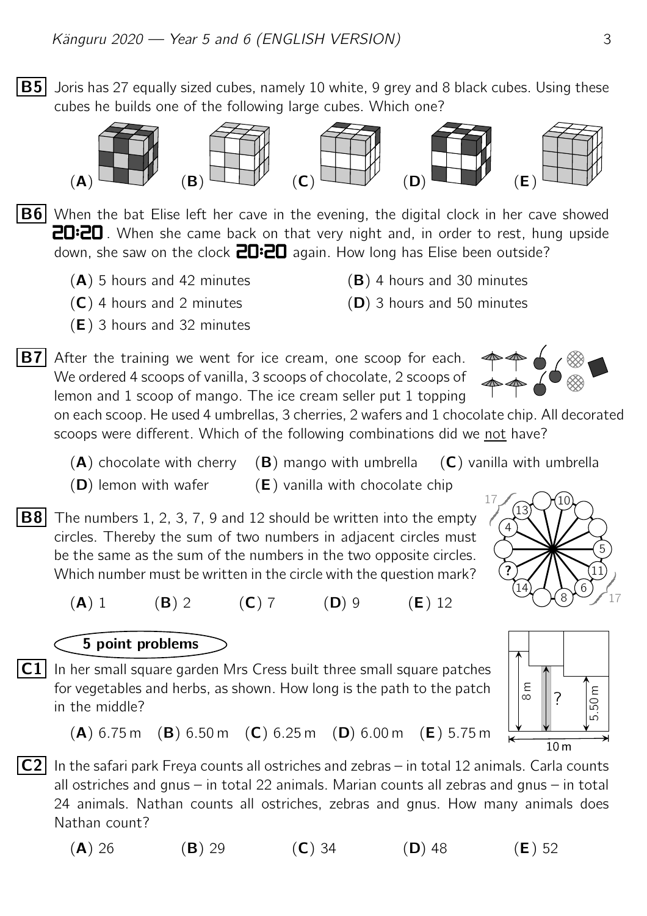**B5** Joris has 27 equally sized cubes, namely 10 white, 9 grey and 8 black cubes. Using these cubes he builds one of the following large cubes. Which one?

(**A**) (**B**) (**C**) (**D**) (**E**)

**B6** When the bat Elise left her cave in the evening, the digital clock in her cave showed **20:20**. When she came back on that very night and, in order to rest, hung upside down, she saw on the clock **20:20** again. How long has Elise been outside?

(**A**) 5 hours and 42 minutes
(**B**) 4 hours and 30 minutes
(**C**) 4 hours and 2 minutes
(**D**) 3 hours and 50 minutes
(**E**) 3 hours and 32 minutes

**B7** After the training we went for ice cream, one scoop for each. We ordered 4 scoops of vanilla, 3 scoops of chocolate, 2 scoops of lemon and 1 scoop of mango. The ice cream seller put 1 topping on each scoop. He used 4 umbrellas, 3 cherries, 2 wafers and 1 chocolate chip. All decorated scoops were different. Which of the following combinations did we not have?

(**A**) chocolate with cherry (**B**) mango with umbrella (**C**) vanilla with umbrella
(**D**) lemon with wafer (**E**) vanilla with chocolate chip

**B8** The numbers 1, 2, 3, 7, 9 and 12 should be written into the empty circles. Thereby the sum of two numbers in adjacent circles must be the same as the sum of the numbers in the two opposite circles. Which number must be written in the circle with the question mark?

(**A**) 1 (**B**) 2 (**C**) 7 (**D**) 9 (**E**) 12

## 5 point problems

**C1** In her small square garden Mrs Cress built three small square patches for vegetables and herbs, as shown. How long is the path to the patch in the middle?

(**A**) 6.75 m (**B**) 6.50 m (**C**) 6.25 m (**D**) 6.00 m (**E**) 5.75 m

**C2** In the safari park Freya counts all ostriches and zebras – in total 12 animals. Carla counts all ostriches and gnus – in total 22 animals. Marian counts all zebras and gnus – in total 24 animals. Nathan counts all ostriches, zebras and gnus. How many animals does Nathan count?

(**A**) 26 (**B**) 29 (**C**) 34 (**D**) 48 (**E**) 52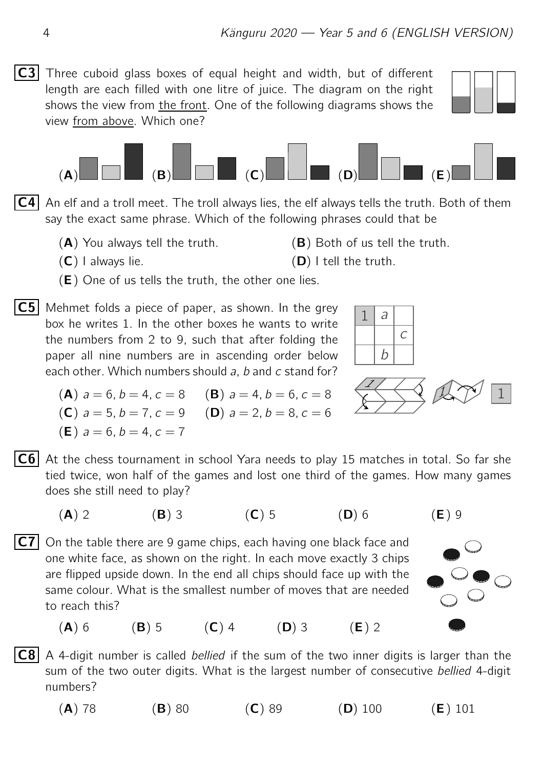**C3** Three cuboid glass boxes of equal height and width, but of different length are each filled with one litre of juice. The diagram on the right shows the view from <u>the front</u>. One of the following diagrams shows the view <u>from above</u>. Which one?

(**A**) (**B**) (**C**) (**D**) (**E**)

**C4** An elf and a troll meet. The troll always lies, the elf always tells the truth. Both of them say the exact same phrase. Which of the following phrases could that be

(**A**) You always tell the truth. (**B**) Both of us tell the truth.
(**C**) I always lie. (**D**) I tell the truth.
(**E**) One of us tells the truth, the other one lies.

**C5** Mehmet folds a piece of paper, as shown. In the grey box he writes 1. In the other boxes he wants to write the numbers from 2 to 9, such that after folding the paper all nine numbers are in ascending order below each other. Which numbers should *a*, *b* and *c* stand for?

| | | |
|---|---|---|
| 1 | *a* | |
| | | *c* |
| | *b* | |

(**A**) $a = 6, b = 4, c = 8$ (**B**) $a = 4, b = 6, c = 8$
(**C**) $a = 5, b = 7, c = 9$ (**D**) $a = 2, b = 8, c = 6$
(**E**) $a = 6, b = 4, c = 7$

**C6** At the chess tournament in school Yara needs to play 15 matches in total. So far she tied twice, won half of the games and lost one third of the games. How many games does she still need to play?

(**A**) 2 (**B**) 3 (**C**) 5 (**D**) 6 (**E**) 9

**C7** On the table there are 9 game chips, each having one black face and one white face, as shown on the right. In each move exactly 3 chips are flipped upside down. In the end all chips should face up with the same colour. What is the smallest number of moves that are needed to reach this?

(**A**) 6 (**B**) 5 (**C**) 4 (**D**) 3 (**E**) 2

**C8** A 4-digit number is called *bellied* if the sum of the two inner digits is larger than the sum of the two outer digits. What is the largest number of consecutive *bellied* 4-digit numbers?

(**A**) 78 (**B**) 80 (**C**) 89 (**D**) 100 (**E**) 101